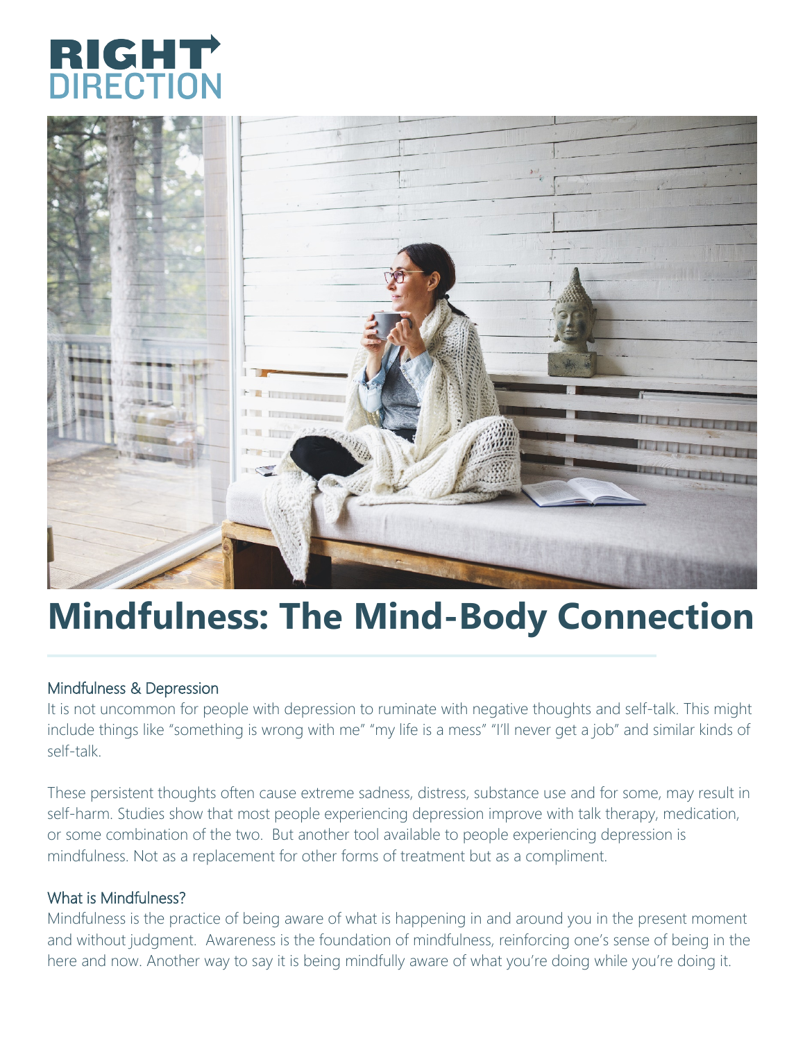RIGHT DIRECTION

# Mindfulness: The Mind-Body Connection

## Mindfulness & Depression

It is not uncommon for people with depression to ruminate with negative thoughts and self-talk. This might include things like "something is wrong with me" "my life is a mess" "I'll never get a job" and similar kinds of self-talk.

These persistent thoughts often cause extreme sadness, distress, substance use and for some, may result in self-harm. Studies show that most people experiencing depression improve with talk therapy, medication, or some combination of the two.  But another tool available to people experiencing depression is mindfulness. Not as a replacement for other forms of treatment but as a compliment.

## What is Mindfulness?

Mindfulness is the practice of being aware of what is happening in and around you in the present moment and without judgment.  Awareness is the foundation of mindfulness, reinforcing one's sense of being in the here and now. Another way to say it is being mindfully aware of what you're doing while you're doing it.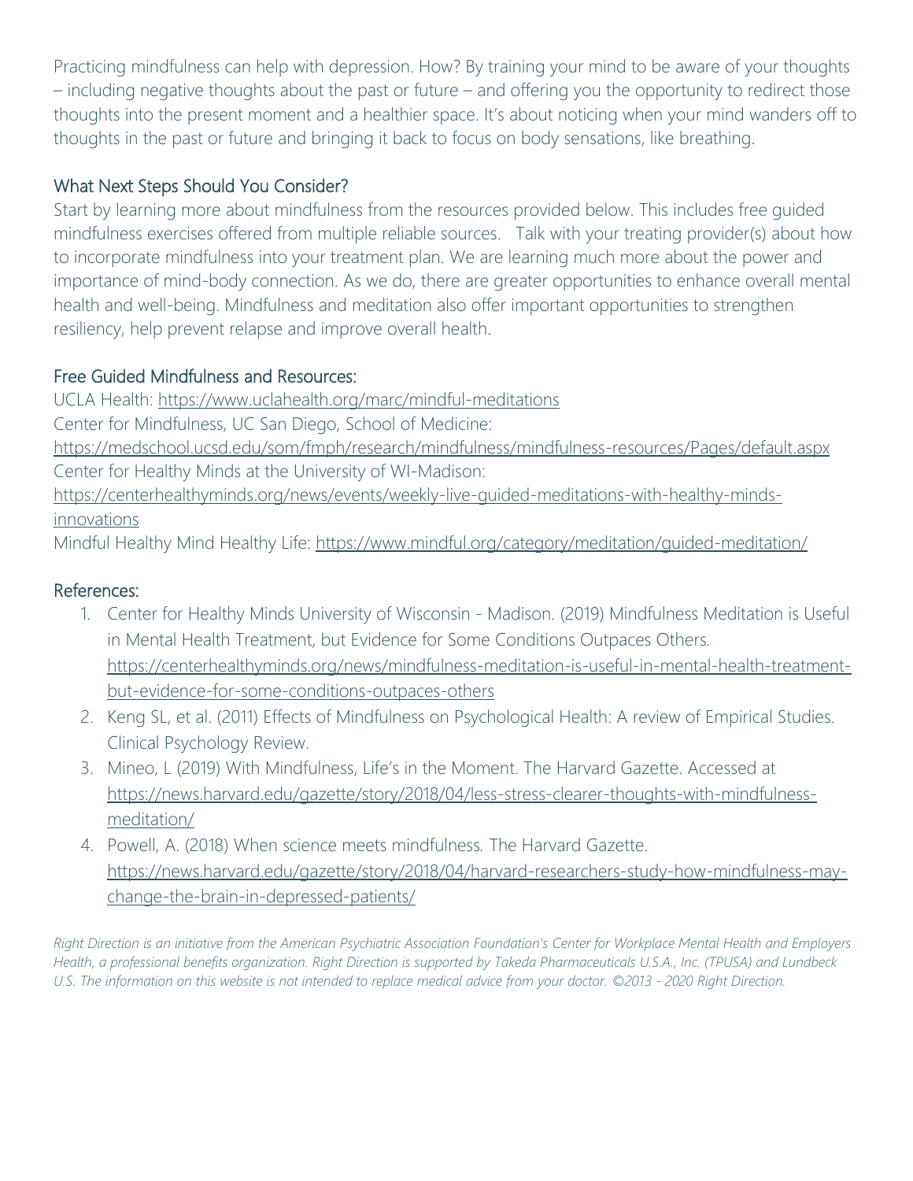Practicing mindfulness can help with depression. How? By training your mind to be aware of your thoughts – including negative thoughts about the past or future – and offering you the opportunity to redirect those thoughts into the present moment and a healthier space. It's about noticing when your mind wanders off to thoughts in the past or future and bringing it back to focus on body sensations, like breathing.

## What Next Steps Should You Consider?

Start by learning more about mindfulness from the resources provided below. This includes free guided mindfulness exercises offered from multiple reliable sources. Talk with your treating provider(s) about how to incorporate mindfulness into your treatment plan. We are learning much more about the power and importance of mind-body connection. As we do, there are greater opportunities to enhance overall mental health and well-being. Mindfulness and meditation also offer important opportunities to strengthen resiliency, help prevent relapse and improve overall health.

## Free Guided Mindfulness and Resources:

UCLA Health: https://www.uclahealth.org/marc/mindful-meditations
Center for Mindfulness, UC San Diego, School of Medicine:
https://medschool.ucsd.edu/som/fmph/research/mindfulness/mindfulness-resources/Pages/default.aspx
Center for Healthy Minds at the University of WI-Madison:
https://centerhealthyminds.org/news/events/weekly-live-guided-meditations-with-healthy-minds-innovations
Mindful Healthy Mind Healthy Life: https://www.mindful.org/category/meditation/guided-meditation/

## References:

1. Center for Healthy Minds University of Wisconsin - Madison. (2019) Mindfulness Meditation is Useful in Mental Health Treatment, but Evidence for Some Conditions Outpaces Others. https://centerhealthyminds.org/news/mindfulness-meditation-is-useful-in-mental-health-treatment-but-evidence-for-some-conditions-outpaces-others
2. Keng SL, et al. (2011) Effects of Mindfulness on Psychological Health: A review of Empirical Studies. Clinical Psychology Review.
3. Mineo, L (2019) With Mindfulness, Life's in the Moment. The Harvard Gazette. Accessed at https://news.harvard.edu/gazette/story/2018/04/less-stress-clearer-thoughts-with-mindfulness-meditation/
4. Powell, A. (2018) When science meets mindfulness. The Harvard Gazette. https://news.harvard.edu/gazette/story/2018/04/harvard-researchers-study-how-mindfulness-may-change-the-brain-in-depressed-patients/

*Right Direction is an initiative from the American Psychiatric Association Foundation's Center for Workplace Mental Health and Employers Health, a professional benefits organization. Right Direction is supported by Takeda Pharmaceuticals U.S.A., Inc. (TPUSA) and Lundbeck U.S. The information on this website is not intended to replace medical advice from your doctor. ©2013 - 2020 Right Direction.*